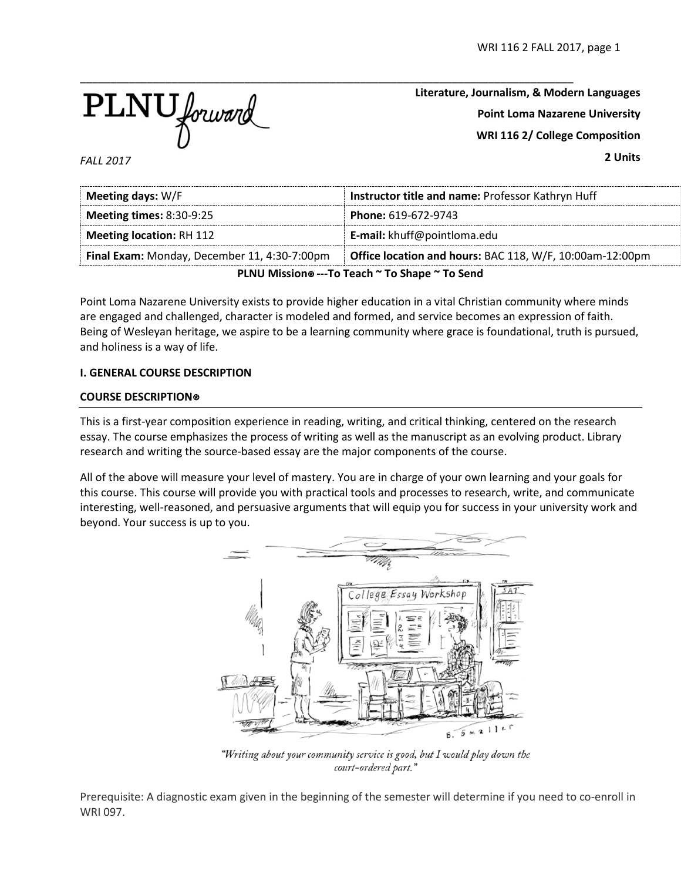PLNU forward

*FALL 2017*

**Literature, Journalism, & Modern Languages**

**Point Loma Nazarene University**

**WRI 116 2/ College Composition**

**2 Units**

| **Meeting days:** W/F | **Instructor title and name:** Professor Kathryn Huff |
|---|---|
| **Meeting times:** 8:30-9:25 | **Phone:** 619-672-9743 |
| **Meeting location:** RH 112 | **E-mail:** khuff@pointloma.edu |
| **Final Exam:** Monday, December 11, 4:30-7:00pm | **Office location and hours:** BAC 118, W/F, 10:00am-12:00pm |

**PLNU Mission⊛ ---To Teach ~ To Shape ~ To Send**

Point Loma Nazarene University exists to provide higher education in a vital Christian community where minds are engaged and challenged, character is modeled and formed, and service becomes an expression of faith. Being of Wesleyan heritage, we aspire to be a learning community where grace is foundational, truth is pursued, and holiness is a way of life.

**I. GENERAL COURSE DESCRIPTION**

**COURSE DESCRIPTION⊛**

This is a first-year composition experience in reading, writing, and critical thinking, centered on the research essay. The course emphasizes the process of writing as well as the manuscript as an evolving product. Library research and writing the source-based essay are the major components of the course.

All of the above will measure your level of mastery. You are in charge of your own learning and your goals for this course. This course will provide you with practical tools and processes to research, write, and communicate interesting, well-reasoned, and persuasive arguments that will equip you for success in your university work and beyond. Your success is up to you.

*"Writing about your community service is good, but I would play down the court-ordered part."*

Prerequisite: A diagnostic exam given in the beginning of the semester will determine if you need to co-enroll in WRI 097.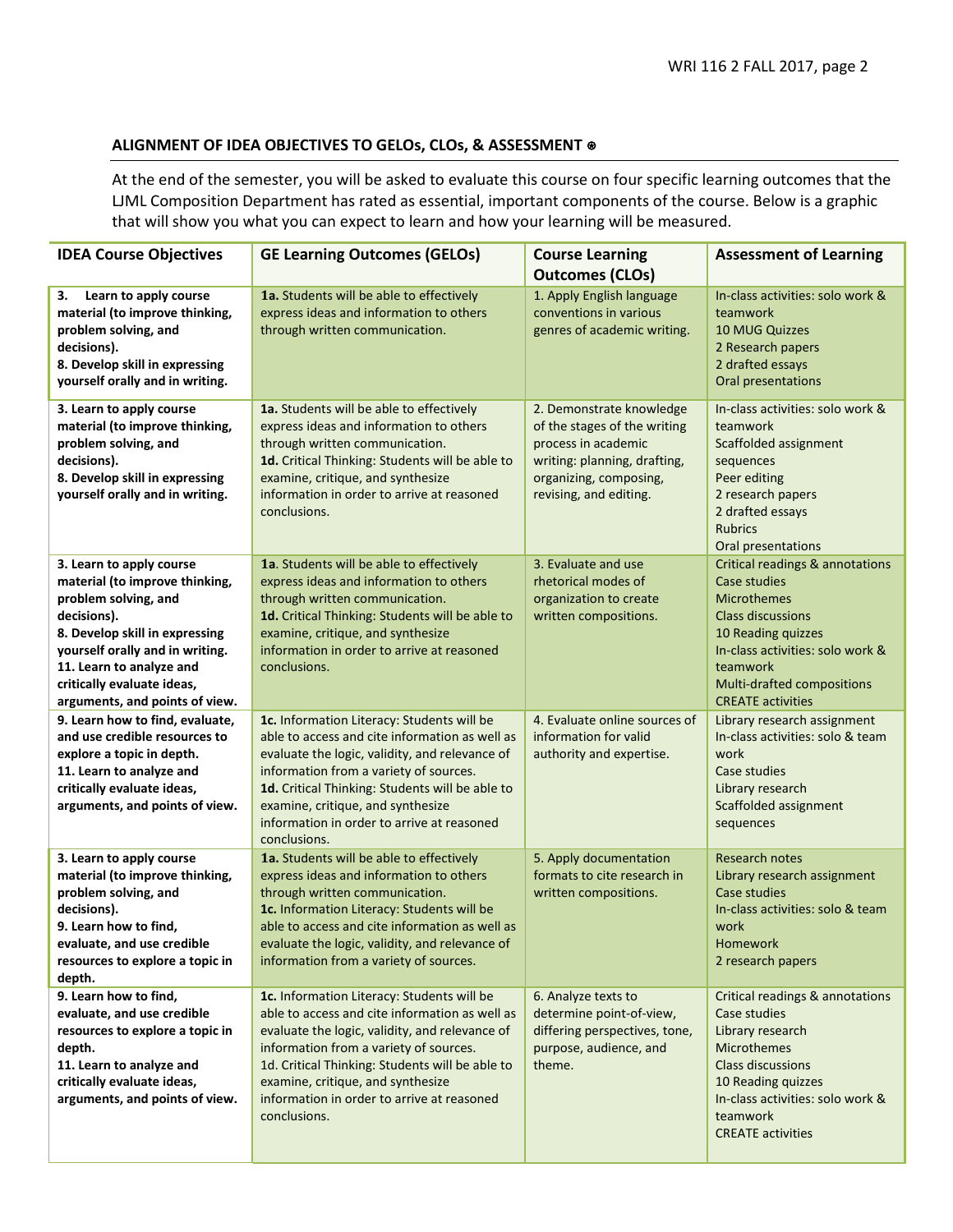## ALIGNMENT OF IDEA OBJECTIVES TO GELOs, CLOs, & ASSESSMENT ⊛

At the end of the semester, you will be asked to evaluate this course on four specific learning outcomes that the LJML Composition Department has rated as essential, important components of the course. Below is a graphic that will show you what you can expect to learn and how your learning will be measured.

| IDEA Course Objectives | GE Learning Outcomes (GELOs) | Course Learning Outcomes (CLOs) | Assessment of Learning |
|---|---|---|---|
| **3. Learn to apply course material (to improve thinking, problem solving, and decisions).**<br>**8. Develop skill in expressing yourself orally and in writing.** | **1a.** Students will be able to effectively express ideas and information to others through written communication. | 1. Apply English language conventions in various genres of academic writing. | In-class activities: solo work & teamwork<br>10 MUG Quizzes<br>2 Research papers<br>2 drafted essays<br>Oral presentations |
| **3. Learn to apply course material (to improve thinking, problem solving, and decisions).**<br>**8. Develop skill in expressing yourself orally and in writing.** | **1a.** Students will be able to effectively express ideas and information to others through written communication.<br>**1d.** Critical Thinking: Students will be able to examine, critique, and synthesize information in order to arrive at reasoned conclusions. | 2. Demonstrate knowledge of the stages of the writing process in academic writing: planning, drafting, organizing, composing, revising, and editing. | In-class activities: solo work & teamwork<br>Scaffolded assignment sequences<br>Peer editing<br>2 research papers<br>2 drafted essays<br>Rubrics<br>Oral presentations |
| **3. Learn to apply course material (to improve thinking, problem solving, and decisions).**<br>**8. Develop skill in expressing yourself orally and in writing.**<br>**11. Learn to analyze and critically evaluate ideas, arguments, and points of view.** | **1a**. Students will be able to effectively express ideas and information to others through written communication.<br>**1d.** Critical Thinking: Students will be able to examine, critique, and synthesize information in order to arrive at reasoned conclusions. | 3. Evaluate and use rhetorical modes of organization to create written compositions. | Critical readings & annotations<br>Case studies<br>Microthemes<br>Class discussions<br>10 Reading quizzes<br>In-class activities: solo work & teamwork<br>Multi-drafted compositions<br>CREATE activities |
| **9. Learn how to find, evaluate, and use credible resources to explore a topic in depth.**<br>**11. Learn to analyze and critically evaluate ideas, arguments, and points of view.** | **1c.** Information Literacy: Students will be able to access and cite information as well as evaluate the logic, validity, and relevance of information from a variety of sources.<br>**1d.** Critical Thinking: Students will be able to examine, critique, and synthesize information in order to arrive at reasoned conclusions. | 4. Evaluate online sources of information for valid authority and expertise. | Library research assignment<br>In-class activities: solo & team work<br>Case studies<br>Library research<br>Scaffolded assignment sequences |
| **3. Learn to apply course material (to improve thinking, problem solving, and decisions).**<br>**9. Learn how to find, evaluate, and use credible resources to explore a topic in depth.** | **1a.** Students will be able to effectively express ideas and information to others through written communication.<br>**1c.** Information Literacy: Students will be able to access and cite information as well as evaluate the logic, validity, and relevance of information from a variety of sources. | 5. Apply documentation formats to cite research in written compositions. | Research notes<br>Library research assignment<br>Case studies<br>In-class activities: solo & team work<br>Homework<br>2 research papers |
| **9. Learn how to find, evaluate, and use credible resources to explore a topic in depth.**<br>**11. Learn to analyze and critically evaluate ideas, arguments, and points of view.** | **1c.** Information Literacy: Students will be able to access and cite information as well as evaluate the logic, validity, and relevance of information from a variety of sources.<br>1d. Critical Thinking: Students will be able to examine, critique, and synthesize information in order to arrive at reasoned conclusions. | 6. Analyze texts to determine point-of-view, differing perspectives, tone, purpose, audience, and theme. | Critical readings & annotations<br>Case studies<br>Library research<br>Microthemes<br>Class discussions<br>10 Reading quizzes<br>In-class activities: solo work & teamwork<br>CREATE activities |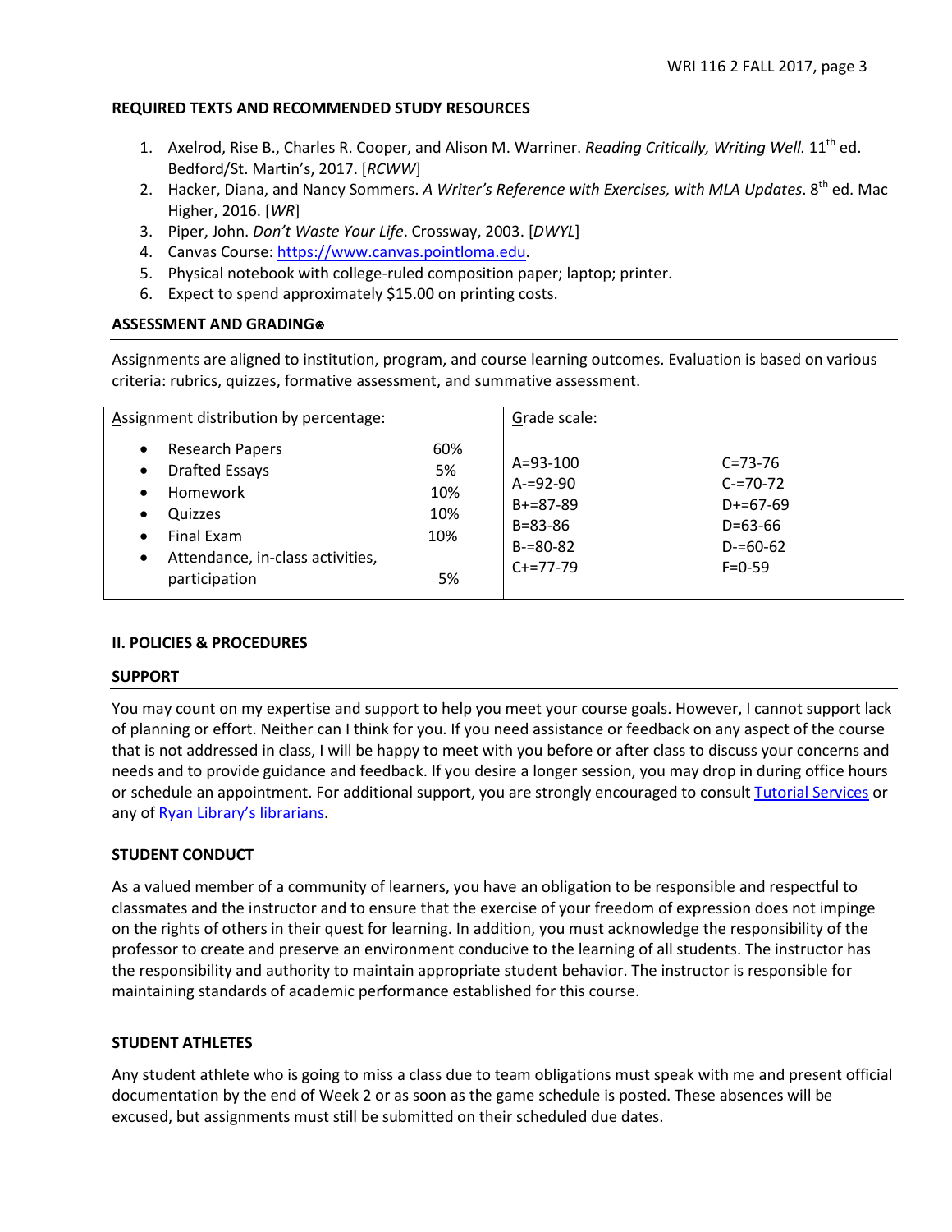### REQUIRED TEXTS AND RECOMMENDED STUDY RESOURCES

1. Axelrod, Rise B., Charles R. Cooper, and Alison M. Warriner. *Reading Critically, Writing Well.* 11th ed. Bedford/St. Martin's, 2017. [*RCWW*]
2. Hacker, Diana, and Nancy Sommers. *A Writer's Reference with Exercises, with MLA Updates*. 8th ed. Mac Higher, 2016. [*WR*]
3. Piper, John. *Don't Waste Your Life*. Crossway, 2003. [*DWYL*]
4. Canvas Course: https://www.canvas.pointloma.edu.
5. Physical notebook with college-ruled composition paper; laptop; printer.
6. Expect to spend approximately $15.00 on printing costs.

### ASSESSMENT AND GRADING⊛

Assignments are aligned to institution, program, and course learning outcomes. Evaluation is based on various criteria: rubrics, quizzes, formative assessment, and summative assessment.

| Assignment distribution by percentage: | | Grade scale: | |
|---|---|---|---|
| • Research Papers | 60% | A=93-100 | C=73-76 |
| • Drafted Essays | 5% | A-=92-90 | C-=70-72 |
| • Homework | 10% | B+=87-89 | D+=67-69 |
| • Quizzes | 10% | B=83-86 | D=63-66 |
| • Final Exam | 10% | B-=80-82 | D-=60-62 |
| • Attendance, in-class activities, participation | 5% | C+=77-79 | F=0-59 |

## II. POLICIES & PROCEDURES

### SUPPORT

You may count on my expertise and support to help you meet your course goals. However, I cannot support lack of planning or effort. Neither can I think for you. If you need assistance or feedback on any aspect of the course that is not addressed in class, I will be happy to meet with you before or after class to discuss your concerns and needs and to provide guidance and feedback. If you desire a longer session, you may drop in during office hours or schedule an appointment. For additional support, you are strongly encouraged to consult Tutorial Services or any of Ryan Library's librarians.

### STUDENT CONDUCT

As a valued member of a community of learners, you have an obligation to be responsible and respectful to classmates and the instructor and to ensure that the exercise of your freedom of expression does not impinge on the rights of others in their quest for learning. In addition, you must acknowledge the responsibility of the professor to create and preserve an environment conducive to the learning of all students. The instructor has the responsibility and authority to maintain appropriate student behavior. The instructor is responsible for maintaining standards of academic performance established for this course.

### STUDENT ATHLETES

Any student athlete who is going to miss a class due to team obligations must speak with me and present official documentation by the end of Week 2 or as soon as the game schedule is posted. These absences will be excused, but assignments must still be submitted on their scheduled due dates.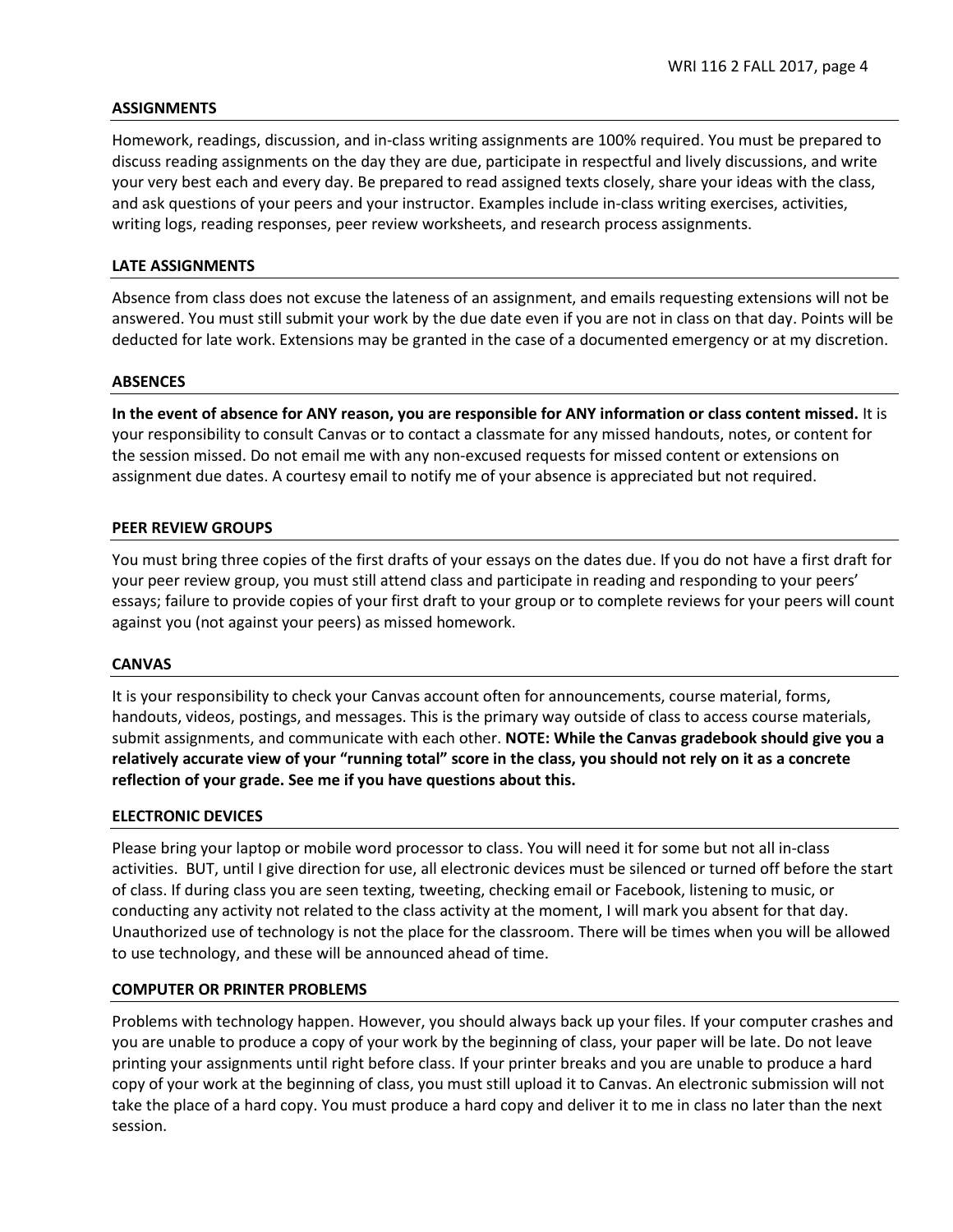## ASSIGNMENTS

Homework, readings, discussion, and in-class writing assignments are 100% required. You must be prepared to discuss reading assignments on the day they are due, participate in respectful and lively discussions, and write your very best each and every day. Be prepared to read assigned texts closely, share your ideas with the class, and ask questions of your peers and your instructor. Examples include in-class writing exercises, activities, writing logs, reading responses, peer review worksheets, and research process assignments.

## LATE ASSIGNMENTS

Absence from class does not excuse the lateness of an assignment, and emails requesting extensions will not be answered. You must still submit your work by the due date even if you are not in class on that day. Points will be deducted for late work. Extensions may be granted in the case of a documented emergency or at my discretion.

## ABSENCES

**In the event of absence for ANY reason, you are responsible for ANY information or class content missed.** It is your responsibility to consult Canvas or to contact a classmate for any missed handouts, notes, or content for the session missed. Do not email me with any non-excused requests for missed content or extensions on assignment due dates. A courtesy email to notify me of your absence is appreciated but not required.

## PEER REVIEW GROUPS

You must bring three copies of the first drafts of your essays on the dates due. If you do not have a first draft for your peer review group, you must still attend class and participate in reading and responding to your peers' essays; failure to provide copies of your first draft to your group or to complete reviews for your peers will count against you (not against your peers) as missed homework.

## CANVAS

It is your responsibility to check your Canvas account often for announcements, course material, forms, handouts, videos, postings, and messages. This is the primary way outside of class to access course materials, submit assignments, and communicate with each other. **NOTE: While the Canvas gradebook should give you a relatively accurate view of your "running total" score in the class, you should not rely on it as a concrete reflection of your grade. See me if you have questions about this.**

## ELECTRONIC DEVICES

Please bring your laptop or mobile word processor to class. You will need it for some but not all in-class activities. BUT, until I give direction for use, all electronic devices must be silenced or turned off before the start of class. If during class you are seen texting, tweeting, checking email or Facebook, listening to music, or conducting any activity not related to the class activity at the moment, I will mark you absent for that day. Unauthorized use of technology is not the place for the classroom. There will be times when you will be allowed to use technology, and these will be announced ahead of time.

## COMPUTER OR PRINTER PROBLEMS

Problems with technology happen. However, you should always back up your files. If your computer crashes and you are unable to produce a copy of your work by the beginning of class, your paper will be late. Do not leave printing your assignments until right before class. If your printer breaks and you are unable to produce a hard copy of your work at the beginning of class, you must still upload it to Canvas. An electronic submission will not take the place of a hard copy. You must produce a hard copy and deliver it to me in class no later than the next session.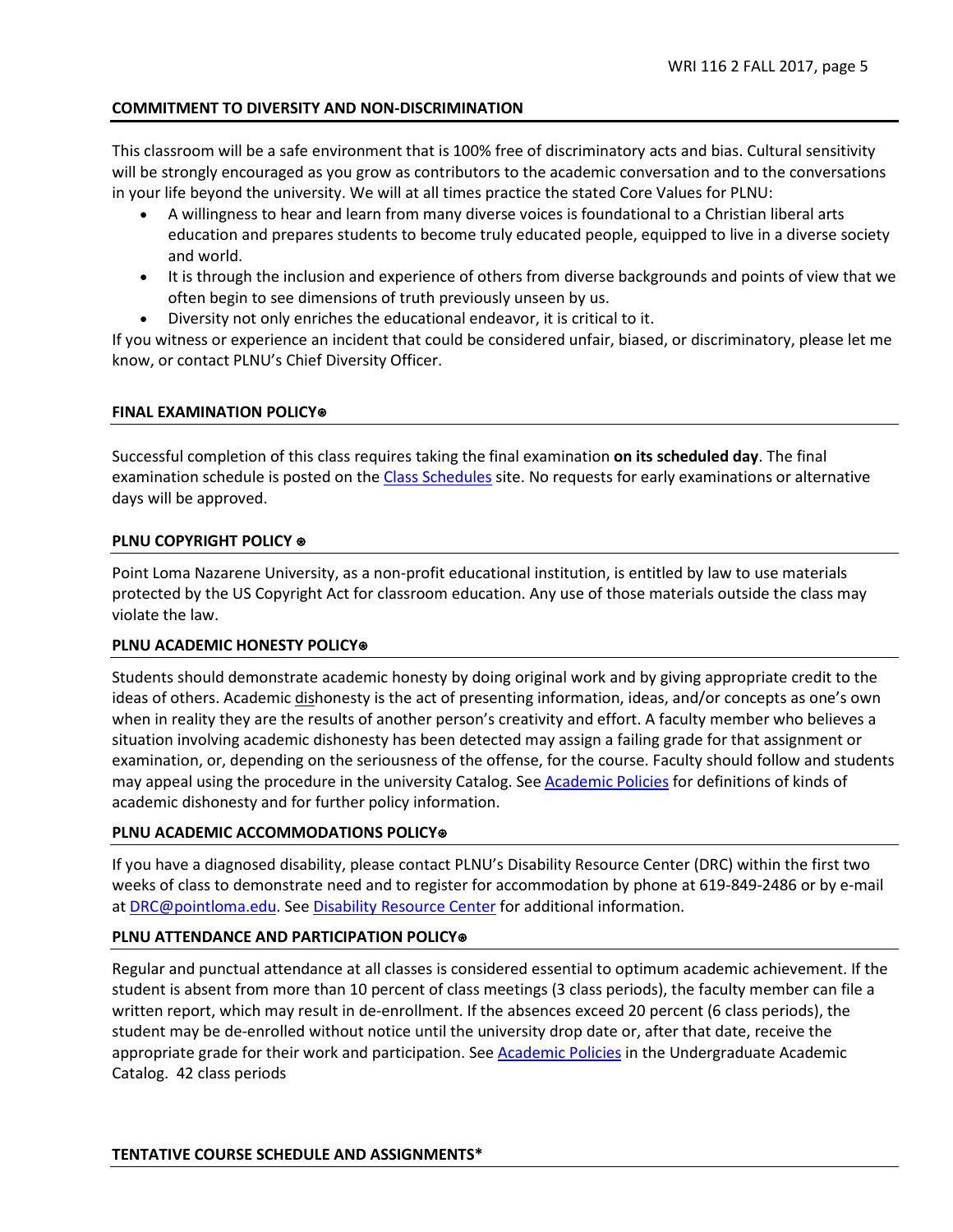## COMMITMENT TO DIVERSITY AND NON-DISCRIMINATION

This classroom will be a safe environment that is 100% free of discriminatory acts and bias. Cultural sensitivity will be strongly encouraged as you grow as contributors to the academic conversation and to the conversations in your life beyond the university. We will at all times practice the stated Core Values for PLNU:

- A willingness to hear and learn from many diverse voices is foundational to a Christian liberal arts education and prepares students to become truly educated people, equipped to live in a diverse society and world.
- It is through the inclusion and experience of others from diverse backgrounds and points of view that we often begin to see dimensions of truth previously unseen by us.
- Diversity not only enriches the educational endeavor, it is critical to it.

If you witness or experience an incident that could be considered unfair, biased, or discriminatory, please let me know, or contact PLNU's Chief Diversity Officer.

## FINAL EXAMINATION POLICY⊛

Successful completion of this class requires taking the final examination **on its scheduled day**. The final examination schedule is posted on the Class Schedules site. No requests for early examinations or alternative days will be approved.

## PLNU COPYRIGHT POLICY ⊛

Point Loma Nazarene University, as a non-profit educational institution, is entitled by law to use materials protected by the US Copyright Act for classroom education. Any use of those materials outside the class may violate the law.

## PLNU ACADEMIC HONESTY POLICY⊛

Students should demonstrate academic honesty by doing original work and by giving appropriate credit to the ideas of others. Academic dishonesty is the act of presenting information, ideas, and/or concepts as one's own when in reality they are the results of another person's creativity and effort. A faculty member who believes a situation involving academic dishonesty has been detected may assign a failing grade for that assignment or examination, or, depending on the seriousness of the offense, for the course. Faculty should follow and students may appeal using the procedure in the university Catalog. See Academic Policies for definitions of kinds of academic dishonesty and for further policy information.

## PLNU ACADEMIC ACCOMMODATIONS POLICY⊛

If you have a diagnosed disability, please contact PLNU's Disability Resource Center (DRC) within the first two weeks of class to demonstrate need and to register for accommodation by phone at 619-849-2486 or by e-mail at DRC@pointloma.edu. See Disability Resource Center for additional information.

## PLNU ATTENDANCE AND PARTICIPATION POLICY⊛

Regular and punctual attendance at all classes is considered essential to optimum academic achievement. If the student is absent from more than 10 percent of class meetings (3 class periods), the faculty member can file a written report, which may result in de-enrollment. If the absences exceed 20 percent (6 class periods), the student may be de-enrolled without notice until the university drop date or, after that date, receive the appropriate grade for their work and participation. See Academic Policies in the Undergraduate Academic Catalog. 42 class periods

## TENTATIVE COURSE SCHEDULE AND ASSIGNMENTS*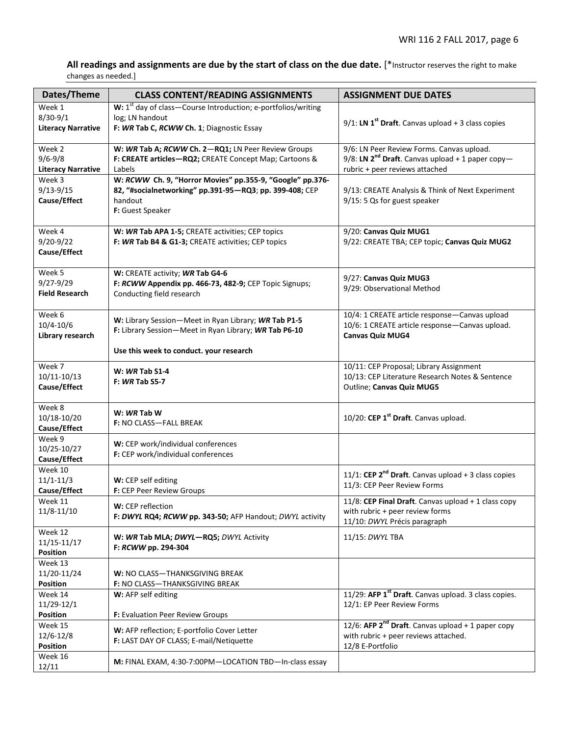**All readings and assignments are due by the start of class on the due date.** [*Instructor reserves the right to make changes as needed.]

| Dates/Theme | CLASS CONTENT/READING ASSIGNMENTS | ASSIGNMENT DUE DATES |
|---|---|---|
| Week 1<br>8/30-9/1<br>**Literacy Narrative** | **W:** 1st day of class—Course Introduction; e-portfolios/writing log; LN handout<br>**F: *WR* Tab C, *RCWW* Ch. 1**; Diagnostic Essay | 9/1: **LN 1st Draft**. Canvas upload + 3 class copies |
| Week 2<br>9/6-9/8<br>**Literacy Narrative** | **W: *WR* Tab A; *RCWW* Ch. 2—RQ1;** LN Peer Review Groups<br>**F: CREATE articles—RQ2;** CREATE Concept Map; Cartoons & Labels | 9/6: LN Peer Review Forms. Canvas upload.<br>9/8: **LN 2nd Draft**. Canvas upload + 1 paper copy—rubric + peer reviews attached |
| Week 3<br>9/13-9/15<br>**Cause/Effect** | **W: *RCWW* Ch. 9, "Horror Movies" pp.355-9, "Google" pp.376-82, "#socialnetworking" pp.391-95—RQ3**; **pp. 399-408;** CEP handout<br>**F:** Guest Speaker | 9/13: CREATE Analysis & Think of Next Experiment<br>9/15: 5 Qs for guest speaker |
| Week 4<br>9/20-9/22<br>**Cause/Effect** | **W: *WR* Tab APA 1-5;** CREATE activities; CEP topics<br>**F: *WR* Tab B4 & G1-3;** CREATE activities; CEP topics | 9/20: **Canvas Quiz MUG1**<br>9/22: CREATE TBA; CEP topic; **Canvas Quiz MUG2** |
| Week 5<br>9/27-9/29<br>**Field Research** | **W:** CREATE activity; ***WR* Tab G4-6**<br>**F: *RCWW* Appendix pp. 466-73, 482-9;** CEP Topic Signups; Conducting field research | 9/27: **Canvas Quiz MUG3**<br>9/29: Observational Method |
| Week 6<br>10/4-10/6<br>**Library research** | **W:** Library Session—Meet in Ryan Library; ***WR* Tab P1-5**<br>**F:** Library Session—Meet in Ryan Library; ***WR* Tab P6-10**<br><br>**Use this week to conduct. your research** | 10/4: 1 CREATE article response—Canvas upload<br>10/6: 1 CREATE article response—Canvas upload. **Canvas Quiz MUG4** |
| Week 7<br>10/11-10/13<br>**Cause/Effect** | **W: *WR* Tab S1-4**<br>**F: *WR* Tab S5-7** | 10/11: CEP Proposal; Library Assignment<br>10/13: CEP Literature Research Notes & Sentence Outline; **Canvas Quiz MUG5** |
| Week 8<br>10/18-10/20<br>**Cause/Effect** | **W: *WR* Tab W**<br>**F:** NO CLASS—FALL BREAK | 10/20: **CEP 1st Draft**. Canvas upload. |
| Week 9<br>10/25-10/27<br>**Cause/Effect** | **W:** CEP work/individual conferences<br>**F:** CEP work/individual conferences | |
| Week 10<br>11/1-11/3<br>**Cause/Effect** | **W:** CEP self editing<br>**F:** CEP Peer Review Groups | 11/1: **CEP 2nd Draft**. Canvas upload + 3 class copies<br>11/3: CEP Peer Review Forms |
| Week 11<br>11/8-11/10 | **W:** CEP reflection<br>**F: *DWYL* RQ4; *RCWW* pp. 343-50;** AFP Handout; *DWYL* activity | 11/8: **CEP Final Draft**. Canvas upload + 1 class copy with rubric + peer review forms<br>11/10: *DWYL* Précis paragraph |
| Week 12<br>11/15-11/17<br>**Position** | **W: *WR* Tab MLA; *DWYL*—RQ5;** *DWYL* Activity<br>**F: *RCWW* pp. 294-304** | 11/15: *DWYL* TBA |
| Week 13<br>11/20-11/24<br>**Position** | **W:** NO CLASS—THANKSGIVING BREAK<br>**F:** NO CLASS—THANKSGIVING BREAK | |
| Week 14<br>11/29-12/1<br>**Position** | **W:** AFP self editing<br><br>**F:** Evaluation Peer Review Groups | 11/29: **AFP 1st Draft**. Canvas upload. 3 class copies.<br>12/1: EP Peer Review Forms |
| Week 15<br>12/6-12/8<br>**Position** | **W:** AFP reflection; E-portfolio Cover Letter<br>**F:** LAST DAY OF CLASS; E-mail/Netiquette | 12/6: **AFP 2nd Draft**. Canvas upload + 1 paper copy with rubric + peer reviews attached.<br>12/8 E-Portfolio |
| Week 16<br>12/11 | **M:** FINAL EXAM, 4:30-7:00PM—LOCATION TBD—In-class essay | |